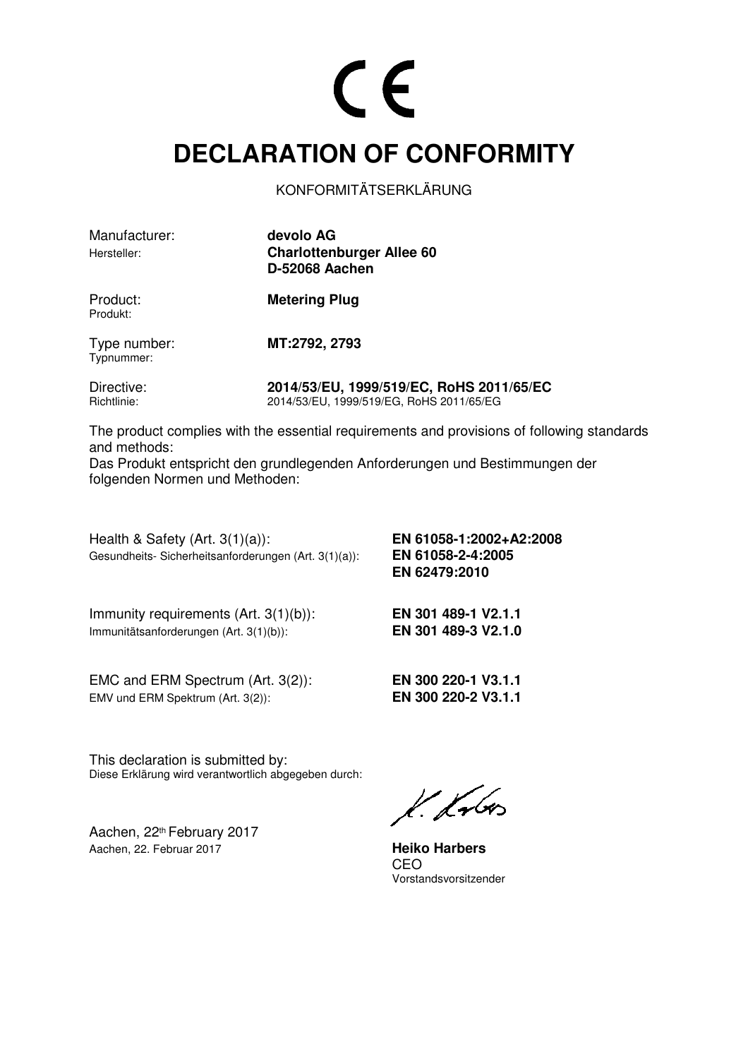CE

# DECLARATION OF CONFORMITY

KONFORMITÄTSERKLÄRUNG

| | |
|---|---|
| Manufacturer:<br>Hersteller: | **devolo AG**<br>**Charlottenburger Allee 60**<br>**D-52068 Aachen** |
| Product:<br>Produkt: | **Metering Plug** |
| Type number:<br>Typnummer: | **MT:2792, 2793** |
| Directive:<br>Richtlinie: | **2014/53/EU, 1999/519/EC, RoHS 2011/65/EC**<br>2014/53/EU, 1999/519/EG, RoHS 2011/65/EG |

The product complies with the essential requirements and provisions of following standards and methods:
Das Produkt entspricht den grundlegenden Anforderungen und Bestimmungen der folgenden Normen und Methoden:

| | |
|---|---|
| Health & Safety (Art. 3(1)(a)):<br>Gesundheits- Sicherheitsanforderungen (Art. 3(1)(a)): | **EN 61058-1:2002+A2:2008**<br>**EN 61058-2-4:2005**<br>**EN 62479:2010** |
| Immunity requirements (Art. 3(1)(b)):<br>Immunitätsanforderungen (Art. 3(1)(b)): | **EN 301 489-1 V2.1.1**<br>**EN 301 489-3 V2.1.0** |
| EMC and ERM Spectrum (Art. 3(2)):<br>EMV und ERM Spektrum (Art. 3(2)): | **EN 300 220-1 V3.1.1**<br>**EN 300 220-2 V3.1.1** |

This declaration is submitted by:
Diese Erklärung wird verantwortlich abgegeben durch:

Aachen, 22th February 2017
Aachen, 22. Februar 2017

**Heiko Harbers**
CEO
Vorstandsvorsitzender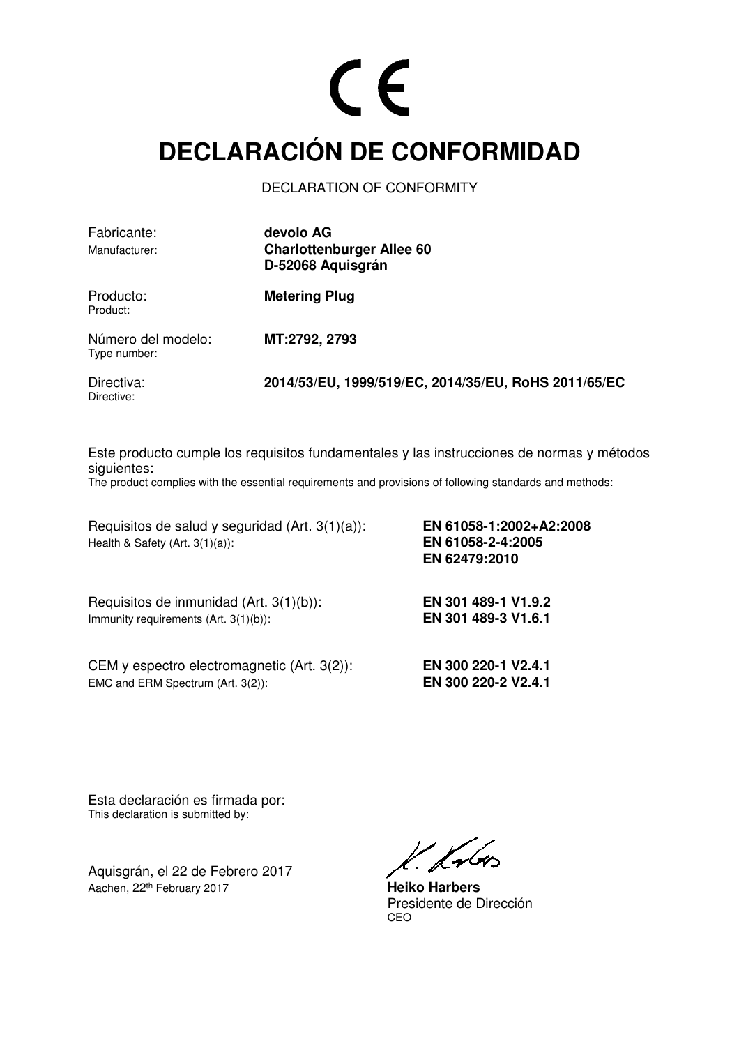CE

# DECLARACIÓN DE CONFORMIDAD

DECLARATION OF CONFORMITY

| | |
|---|---|
| Fabricante:<br>Manufacturer: | **devolo AG**<br>**Charlottenburger Allee 60**<br>**D-52068 Aquisgrán** |
| Producto:<br>Product: | **Metering Plug** |
| Número del modelo:<br>Type number: | **MT:2792, 2793** |
| Directiva:<br>Directive: | **2014/53/EU, 1999/519/EC, 2014/35/EU, RoHS 2011/65/EC** |

Este producto cumple los requisitos fundamentales y las instrucciones de normas y métodos siguientes:
The product complies with the essential requirements and provisions of following standards and methods:

| | |
|---|---|
| Requisitos de salud y seguridad (Art. 3(1)(a)):<br>Health & Safety (Art. 3(1)(a)): | **EN 61058-1:2002+A2:2008**<br>**EN 61058-2-4:2005**<br>**EN 62479:2010** |
| Requisitos de inmunidad (Art. 3(1)(b)):<br>Immunity requirements (Art. 3(1)(b)): | **EN 301 489-1 V1.9.2**<br>**EN 301 489-3 V1.6.1** |
| CEM y espectro electromagnetic (Art. 3(2)):<br>EMC and ERM Spectrum (Art. 3(2)): | **EN 300 220-1 V2.4.1**<br>**EN 300 220-2 V2.4.1** |

Esta declaración es firmada por:
This declaration is submitted by:

Aquisgrán, el 22 de Febrero 2017
Aachen, 22th February 2017

**Heiko Harbers**
Presidente de Dirección
CEO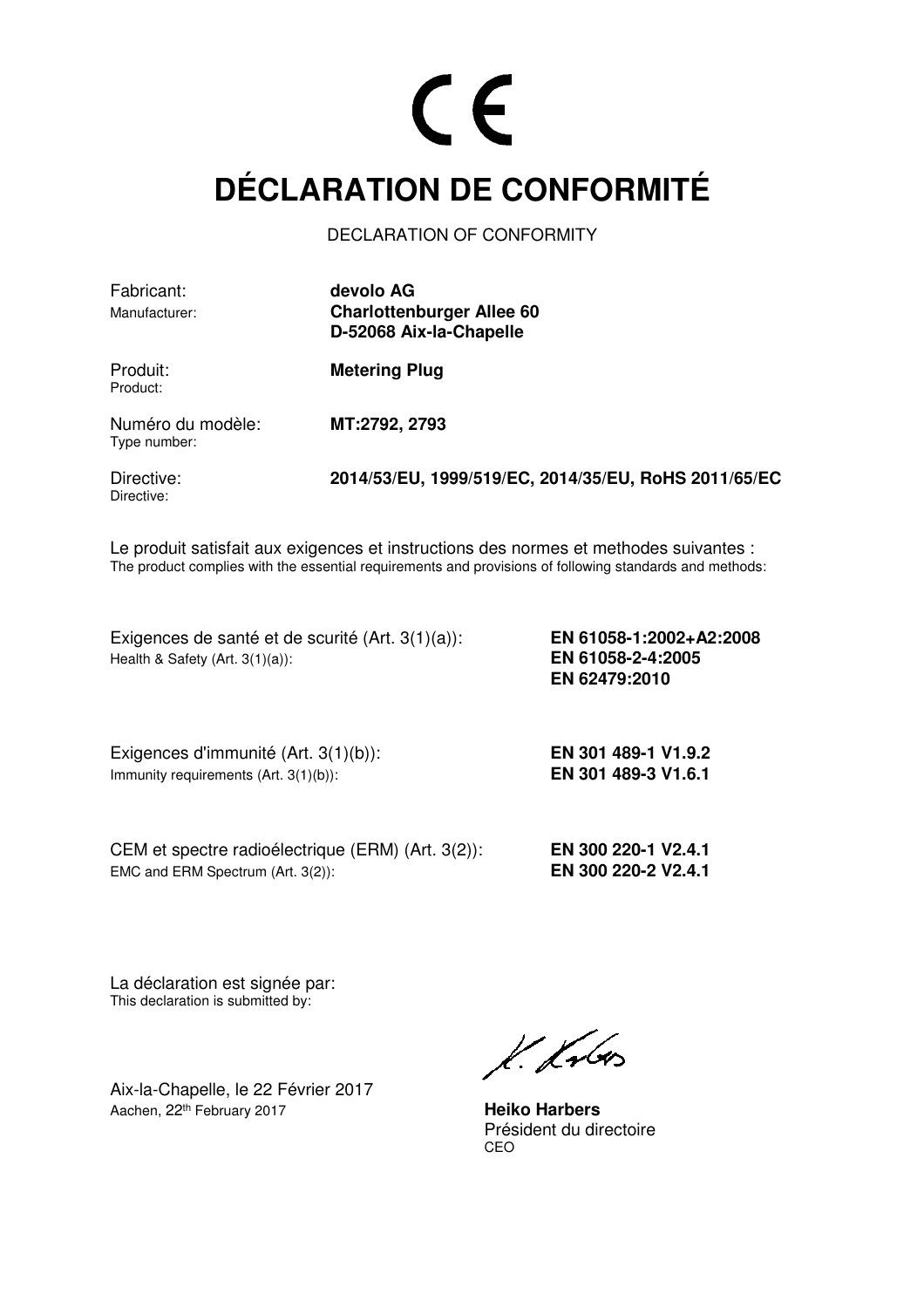CE

# DÉCLARATION DE CONFORMITÉ

DECLARATION OF CONFORMITY

| | |
|---|---|
| Fabricant:<br>Manufacturer: | **devolo AG**<br>**Charlottenburger Allee 60**<br>**D-52068 Aix-la-Chapelle** |
| Produit:<br>Product: | **Metering Plug** |
| Numéro du modèle:<br>Type number: | **MT:2792, 2793** |
| Directive:<br>Directive: | **2014/53/EU, 1999/519/EC, 2014/35/EU, RoHS 2011/65/EC** |

Le produit satisfait aux exigences et instructions des normes et methodes suivantes :
The product complies with the essential requirements and provisions of following standards and methods:

| | |
|---|---|
| Exigences de santé et de scurité (Art. 3(1)(a)):<br>Health & Safety (Art. 3(1)(a)): | **EN 61058-1:2002+A2:2008**<br>**EN 61058-2-4:2005**<br>**EN 62479:2010** |
| Exigences d'immunité (Art. 3(1)(b)):<br>Immunity requirements (Art. 3(1)(b)): | **EN 301 489-1 V1.9.2**<br>**EN 301 489-3 V1.6.1** |
| CEM et spectre radioélectrique (ERM) (Art. 3(2)):<br>EMC and ERM Spectrum (Art. 3(2)): | **EN 300 220-1 V2.4.1**<br>**EN 300 220-2 V2.4.1** |

La déclaration est signée par:
This declaration is submitted by:

Aix-la-Chapelle, le 22 Février 2017
Aachen, 22th February 2017

**Heiko Harbers**
Président du directoire
CEO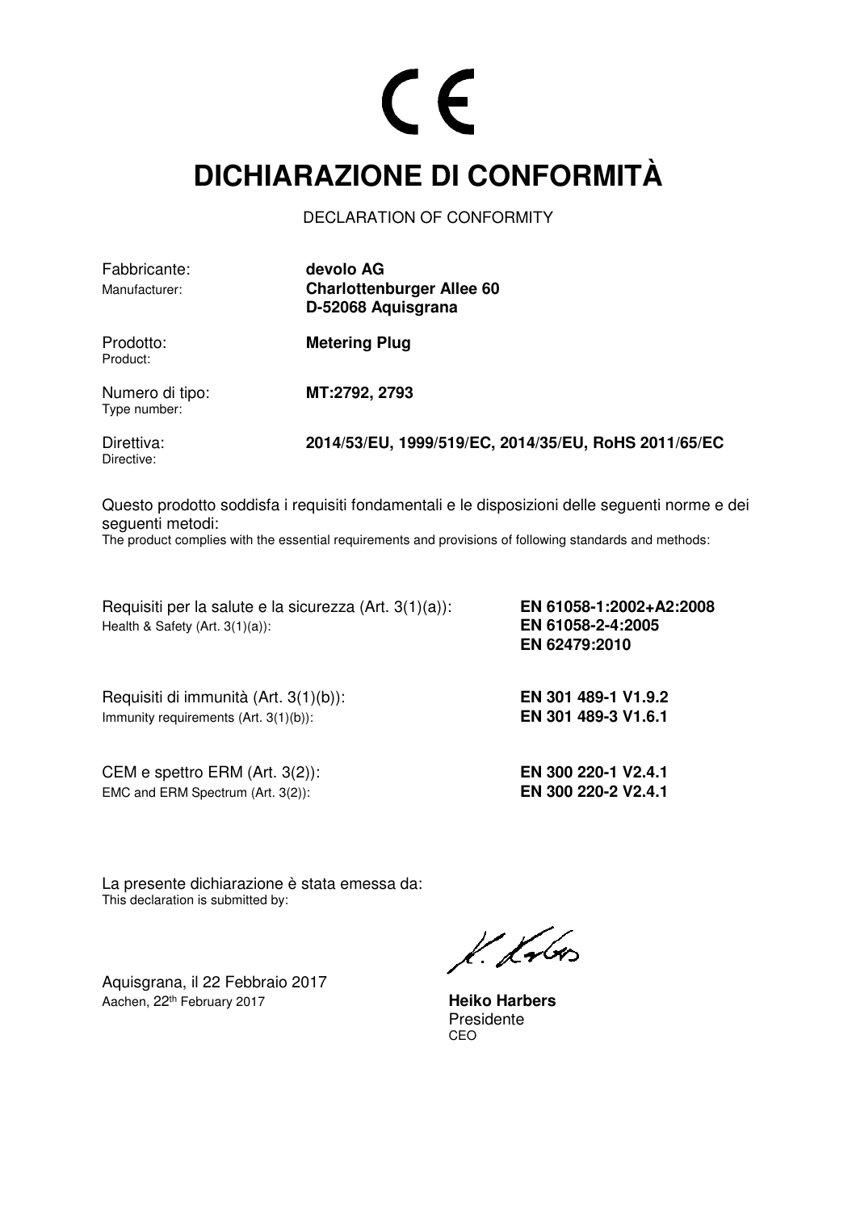CE

# DICHIARAZIONE DI CONFORMITÀ

DECLARATION OF CONFORMITY

| | |
|---|---|
| Fabbricante:<br>Manufacturer: | **devolo AG**<br>**Charlottenburger Allee 60**<br>**D-52068 Aquisgrana** |
| Prodotto:<br>Product: | **Metering Plug** |
| Numero di tipo:<br>Type number: | **MT:2792, 2793** |
| Direttiva:<br>Directive: | **2014/53/EU, 1999/519/EC, 2014/35/EU, RoHS 2011/65/EC** |

Questo prodotto soddisfa i requisiti fondamentali e le disposizioni delle seguenti norme e dei seguenti metodi:
The product complies with the essential requirements and provisions of following standards and methods:

| | |
|---|---|
| Requisiti per la salute e la sicurezza (Art. 3(1)(a)):<br>Health & Safety (Art. 3(1)(a)): | **EN 61058-1:2002+A2:2008**<br>**EN 61058-2-4:2005**<br>**EN 62479:2010** |
| Requisiti di immunità (Art. 3(1)(b)):<br>Immunity requirements (Art. 3(1)(b)): | **EN 301 489-1 V1.9.2**<br>**EN 301 489-3 V1.6.1** |
| CEM e spettro ERM (Art. 3(2)):<br>EMC and ERM Spectrum (Art. 3(2)): | **EN 300 220-1 V2.4.1**<br>**EN 300 220-2 V2.4.1** |

La presente dichiarazione è stata emessa da:
This declaration is submitted by:

Aquisgrana, il 22 Febbraio 2017
Aachen, 22th February 2017

**Heiko Harbers**
Presidente
CEO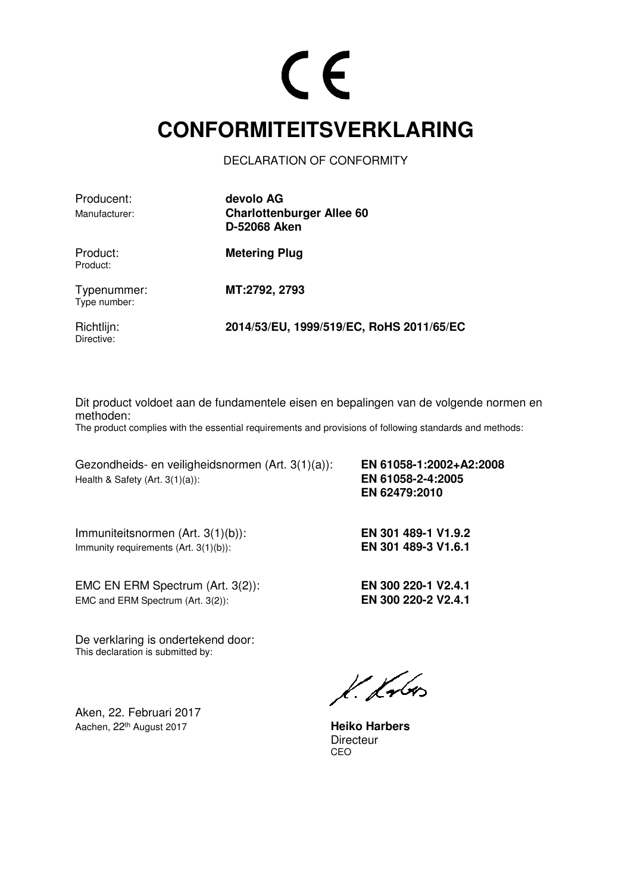CE

# CONFORMITEITSVERKLARING

DECLARATION OF CONFORMITY

| | |
|---|---|
| Producent:<br>Manufacturer: | **devolo AG**<br>**Charlottenburger Allee 60**<br>**D-52068 Aken** |
| Product:<br>Product: | **Metering Plug** |
| Typenummer:<br>Type number: | **MT:2792, 2793** |
| Richtlijn:<br>Directive: | **2014/53/EU, 1999/519/EC, RoHS 2011/65/EC** |

Dit product voldoet aan de fundamentele eisen en bepalingen van de volgende normen en methoden:
The product complies with the essential requirements and provisions of following standards and methods:

| | |
|---|---|
| Gezondheids- en veiligheidsnormen (Art. 3(1)(a)):<br>Health & Safety (Art. 3(1)(a)): | **EN 61058-1:2002+A2:2008**<br>**EN 61058-2-4:2005**<br>**EN 62479:2010** |
| Immuniteitsnormen (Art. 3(1)(b)):<br>Immunity requirements (Art. 3(1)(b)): | **EN 301 489-1 V1.9.2**<br>**EN 301 489-3 V1.6.1** |
| EMC EN ERM Spectrum (Art. 3(2)):<br>EMC and ERM Spectrum (Art. 3(2)): | **EN 300 220-1 V2.4.1**<br>**EN 300 220-2 V2.4.1** |

De verklaring is ondertekend door:
This declaration is submitted by:

Aken, 22. Februari 2017
Aachen, 22th August 2017

**Heiko Harbers**
Directeur
CEO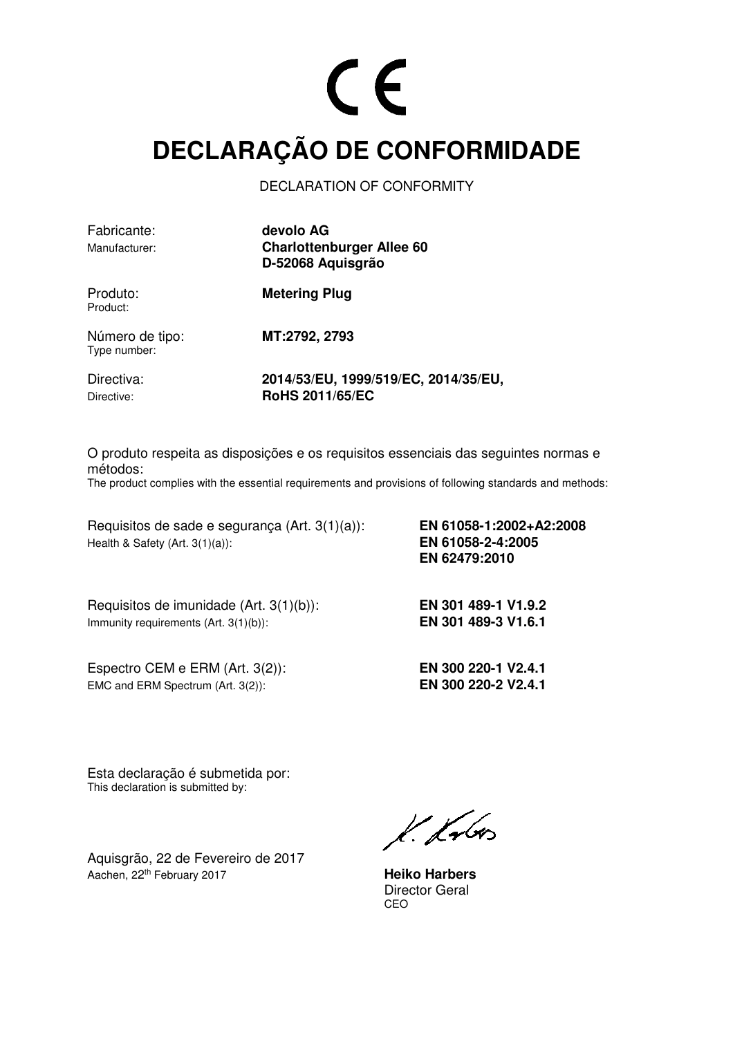CE

# DECLARAÇÃO DE CONFORMIDADE

DECLARATION OF CONFORMITY

| | |
|---|---|
| Fabricante:<br>Manufacturer: | **devolo AG**<br>**Charlottenburger Allee 60**<br>**D-52068 Aquisgrão** |
| Produto:<br>Product: | **Metering Plug** |
| Número de tipo:<br>Type number: | **MT:2792, 2793** |
| Directiva:<br>Directive: | **2014/53/EU, 1999/519/EC, 2014/35/EU,**<br>**RoHS 2011/65/EC** |

O produto respeita as disposições e os requisitos essenciais das seguintes normas e métodos:
The product complies with the essential requirements and provisions of following standards and methods:

| | |
|---|---|
| Requisitos de sade e segurança (Art. 3(1)(a)):<br>Health & Safety (Art. 3(1)(a)): | **EN 61058-1:2002+A2:2008**<br>**EN 61058-2-4:2005**<br>**EN 62479:2010** |
| Requisitos de imunidade (Art. 3(1)(b)):<br>Immunity requirements (Art. 3(1)(b)): | **EN 301 489-1 V1.9.2**<br>**EN 301 489-3 V1.6.1** |
| Espectro CEM e ERM (Art. 3(2)):<br>EMC and ERM Spectrum (Art. 3(2)): | **EN 300 220-1 V2.4.1**<br>**EN 300 220-2 V2.4.1** |

Esta declaração é submetida por:
This declaration is submitted by:

Aquisgrão, 22 de Fevereiro de 2017
Aachen, 22th February 2017

**Heiko Harbers**
Director Geral
CEO